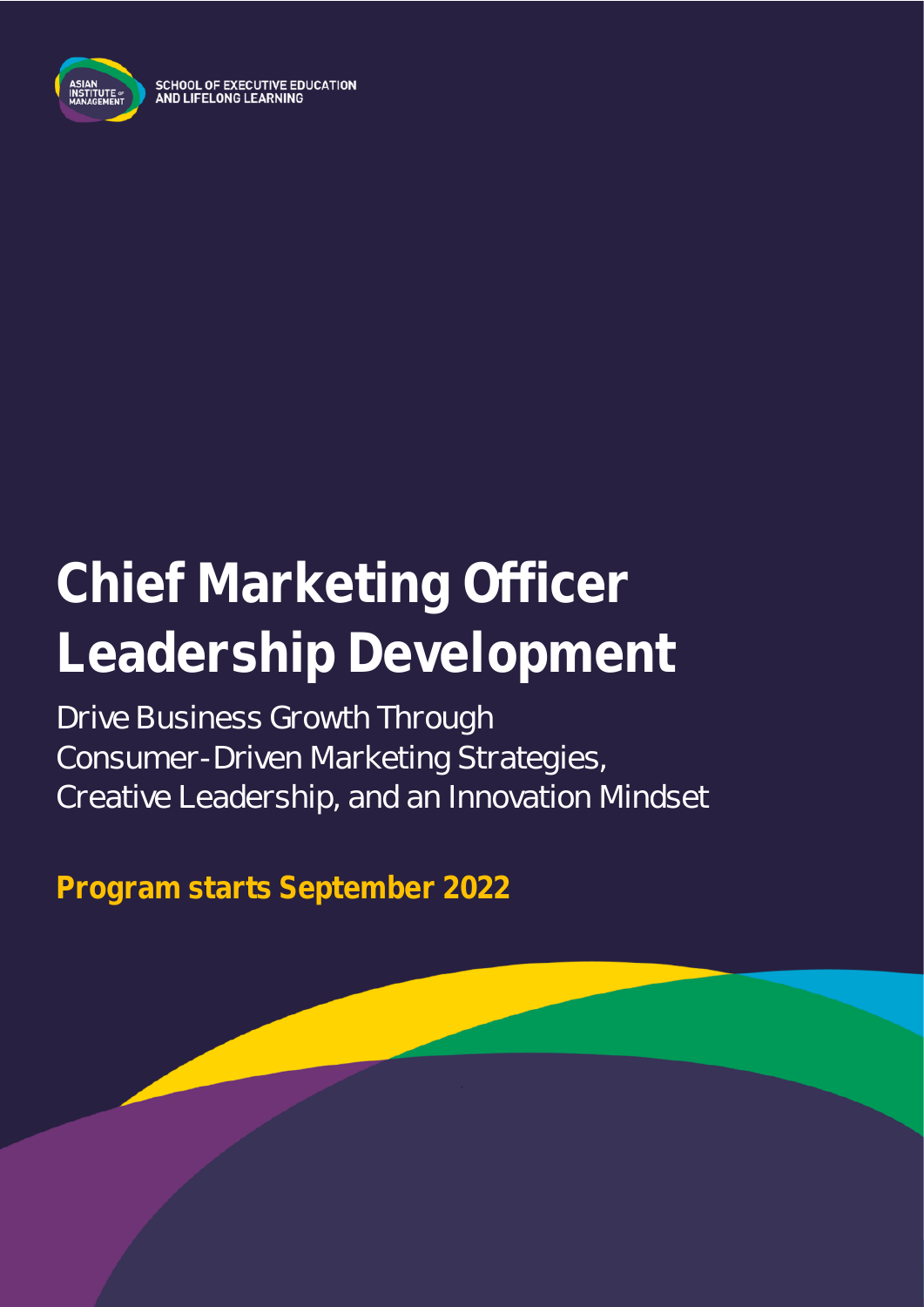SCHOOL OF EXECUTIVE EDUCATION AND LIFELONG LEARNING

# Chief Marketing Officer Leadership Development

Drive Business Growth Through Consumer-Driven Marketing Strategies, Creative Leadership, and an Innovation Mindset

**Program starts September 2022**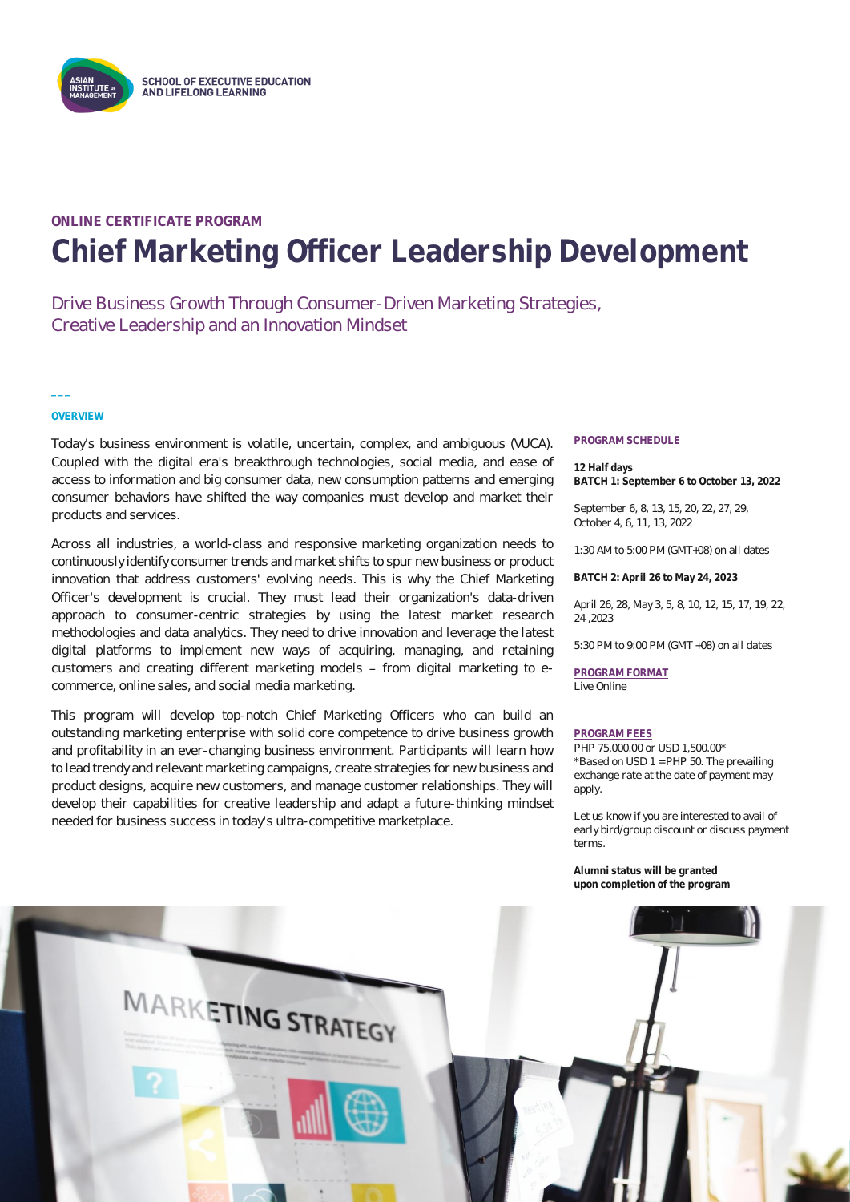SCHOOL OF EXECUTIVE EDUCATION AND LIFELONG LEARNING

**ONLINE CERTIFICATE PROGRAM**

# Chief Marketing Officer Leadership Development

Drive Business Growth Through Consumer-Driven Marketing Strategies, Creative Leadership and an Innovation Mindset

## OVERVIEW

Today's business environment is volatile, uncertain, complex, and ambiguous (VUCA). Coupled with the digital era's breakthrough technologies, social media, and ease of access to information and big consumer data, new consumption patterns and emerging consumer behaviors have shifted the way companies must develop and market their products and services.

Across all industries, a world-class and responsive marketing organization needs to continuously identify consumer trends and market shifts to spur new business or product innovation that address customers' evolving needs. This is why the Chief Marketing Officer's development is crucial. They must lead their organization's data-driven approach to consumer-centric strategies by using the latest market research methodologies and data analytics. They need to drive innovation and leverage the latest digital platforms to implement new ways of acquiring, managing, and retaining customers and creating different marketing models – from digital marketing to e-commerce, online sales, and social media marketing.

This program will develop top-notch Chief Marketing Officers who can build an outstanding marketing enterprise with solid core competence to drive business growth and profitability in an ever-changing business environment. Participants will learn how to lead trendy and relevant marketing campaigns, create strategies for new business and product designs, acquire new customers, and manage customer relationships. They will develop their capabilities for creative leadership and adapt a future-thinking mindset needed for business success in today's ultra-competitive marketplace.

## PROGRAM SCHEDULE

**12 Half days**
**BATCH 1: September 6 to October 13, 2022**

September 6, 8, 13, 15, 20, 22, 27, 29, October 4, 6, 11, 13, 2022

1:30 AM to 5:00 PM (GMT+08) on all dates

**BATCH 2: April 26 to May 24, 2023**

April 26, 28, May 3, 5, 8, 10, 12, 15, 17, 19, 22, 24 ,2023

5:30 PM to 9:00 PM (GMT +08) on all dates

## PROGRAM FORMAT

Live Online

## PROGRAM FEES

PHP 75,000.00 or USD 1,500.00*
*Based on USD 1 = PHP 50. The prevailing exchange rate at the date of payment may apply.

Let us know if you are interested to avail of early bird/group discount or discuss payment terms.

**Alumni status will be granted upon completion of the program**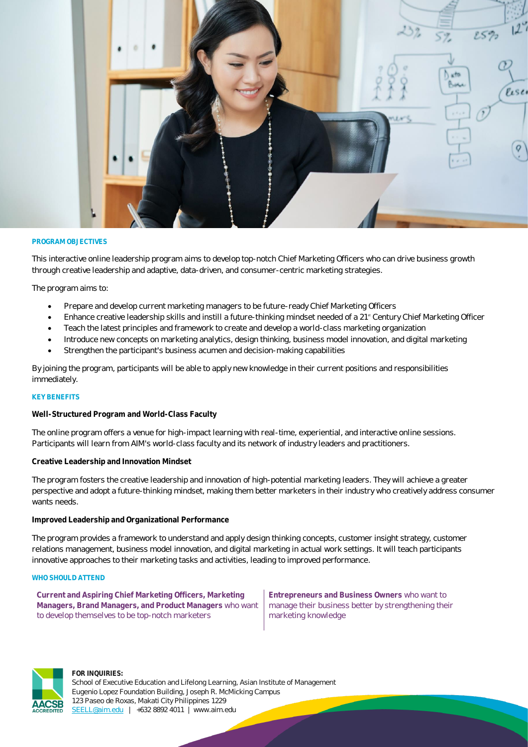## PROGRAM OBJECTIVES

This interactive online leadership program aims to develop top-notch Chief Marketing Officers who can drive business growth through creative leadership and adaptive, data-driven, and consumer-centric marketing strategies.

The program aims to:

- Prepare and develop current marketing managers to be future-ready Chief Marketing Officers
- Enhance creative leadership skills and instill a future-thinking mindset needed of a 21st Century Chief Marketing Officer
- Teach the latest principles and framework to create and develop a world-class marketing organization
- Introduce new concepts on marketing analytics, design thinking, business model innovation, and digital marketing
- Strengthen the participant's business acumen and decision-making capabilities

By joining the program, participants will be able to apply new knowledge in their current positions and responsibilities immediately.

## KEY BENEFITS

**Well-Structured Program and World-Class Faculty**

The online program offers a venue for high-impact learning with real-time, experiential, and interactive online sessions. Participants will learn from AIM's world-class faculty and its network of industry leaders and practitioners.

**Creative Leadership and Innovation Mindset**

The program fosters the creative leadership and innovation of high-potential marketing leaders. They will achieve a greater perspective and adopt a future-thinking mindset, making them better marketers in their industry who creatively address consumer wants needs.

**Improved Leadership and Organizational Performance**

The program provides a framework to understand and apply design thinking concepts, customer insight strategy, customer relations management, business model innovation, and digital marketing in actual work settings. It will teach participants innovative approaches to their marketing tasks and activities, leading to improved performance.

## WHO SHOULD ATTEND

**Current and Aspiring Chief Marketing Officers, Marketing Managers, Brand Managers, and Product Managers** who want to develop themselves to be top-notch marketers

**Entrepreneurs and Business Owners** who want to manage their business better by strengthening their marketing knowledge

**FOR INQUIRIES:**
School of Executive Education and Lifelong Learning, Asian Institute of Management
Eugenio Lopez Foundation Building, Joseph R. McMicking Campus
123 Paseo de Roxas, Makati City Philippines 1229
SEELL@aim.edu | +632 8892 4011 | www.aim.edu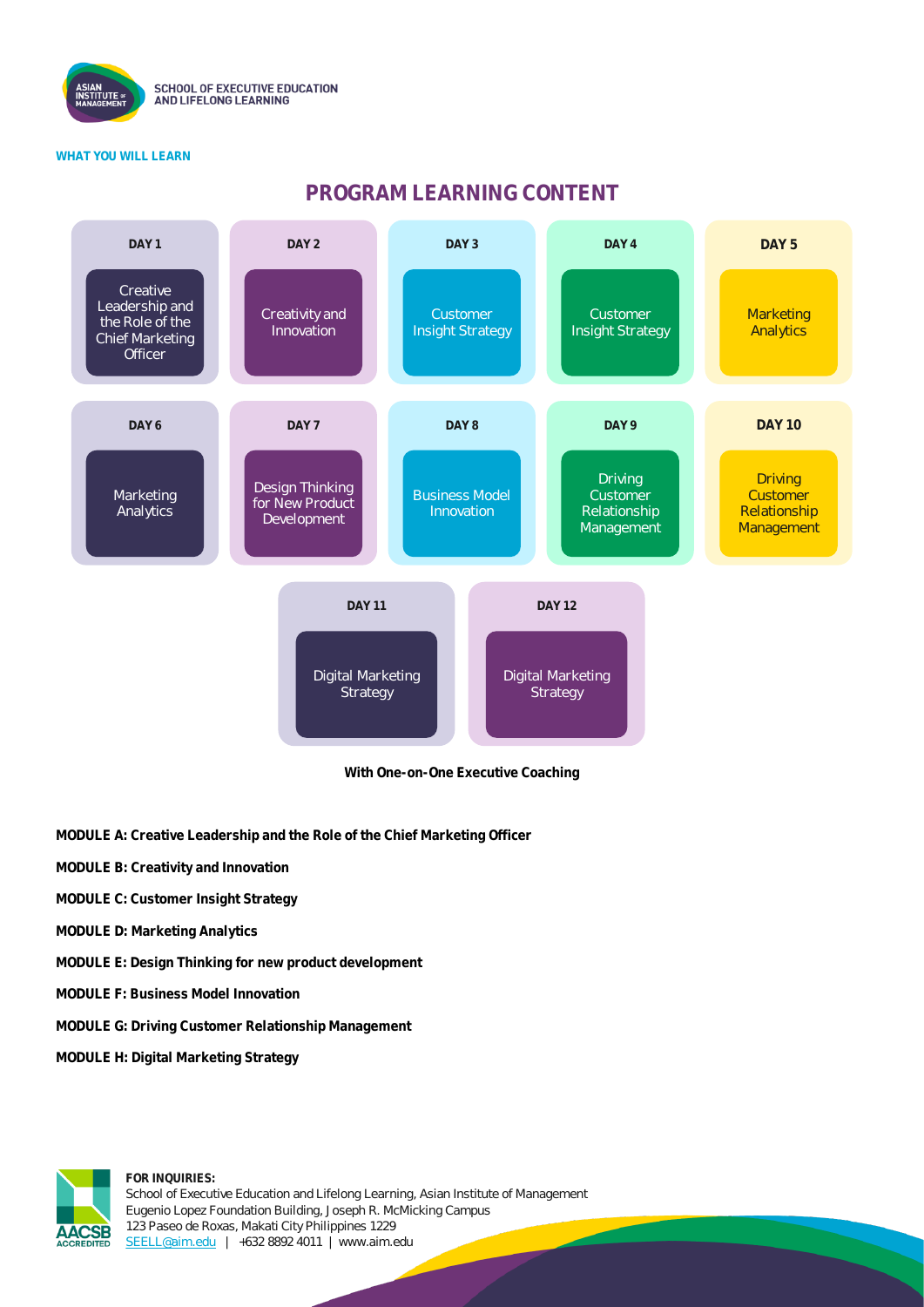**WHAT YOU WILL LEARN**

## PROGRAM LEARNING CONTENT

| Day | Topic |
|---|---|
| DAY 1 | Creative Leadership and the Role of the Chief Marketing Officer |
| DAY 2 | Creativity and Innovation |
| DAY 3 | Customer Insight Strategy |
| DAY 4 | Customer Insight Strategy |
| DAY 5 | Marketing Analytics |
| DAY 6 | Marketing Analytics |
| DAY 7 | Design Thinking for New Product Development |
| DAY 8 | Business Model Innovation |
| DAY 9 | Driving Customer Relationship Management |
| DAY 10 | Driving Customer Relationship Management |
| DAY 11 | Digital Marketing Strategy |
| DAY 12 | Digital Marketing Strategy |

**With One-on-One Executive Coaching**

**MODULE A: Creative Leadership and the Role of the Chief Marketing Officer**

**MODULE B: Creativity and Innovation**

**MODULE C: Customer Insight Strategy**

**MODULE D: Marketing Analytics**

**MODULE E: Design Thinking for new product development**

**MODULE F: Business Model Innovation**

**MODULE G: Driving Customer Relationship Management**

**MODULE H: Digital Marketing Strategy**

**FOR INQUIRIES:**
School of Executive Education and Lifelong Learning, Asian Institute of Management
Eugenio Lopez Foundation Building, Joseph R. McMicking Campus
123 Paseo de Roxas, Makati City Philippines 1229
SEELL@aim.edu | +632 8892 4011 | www.aim.edu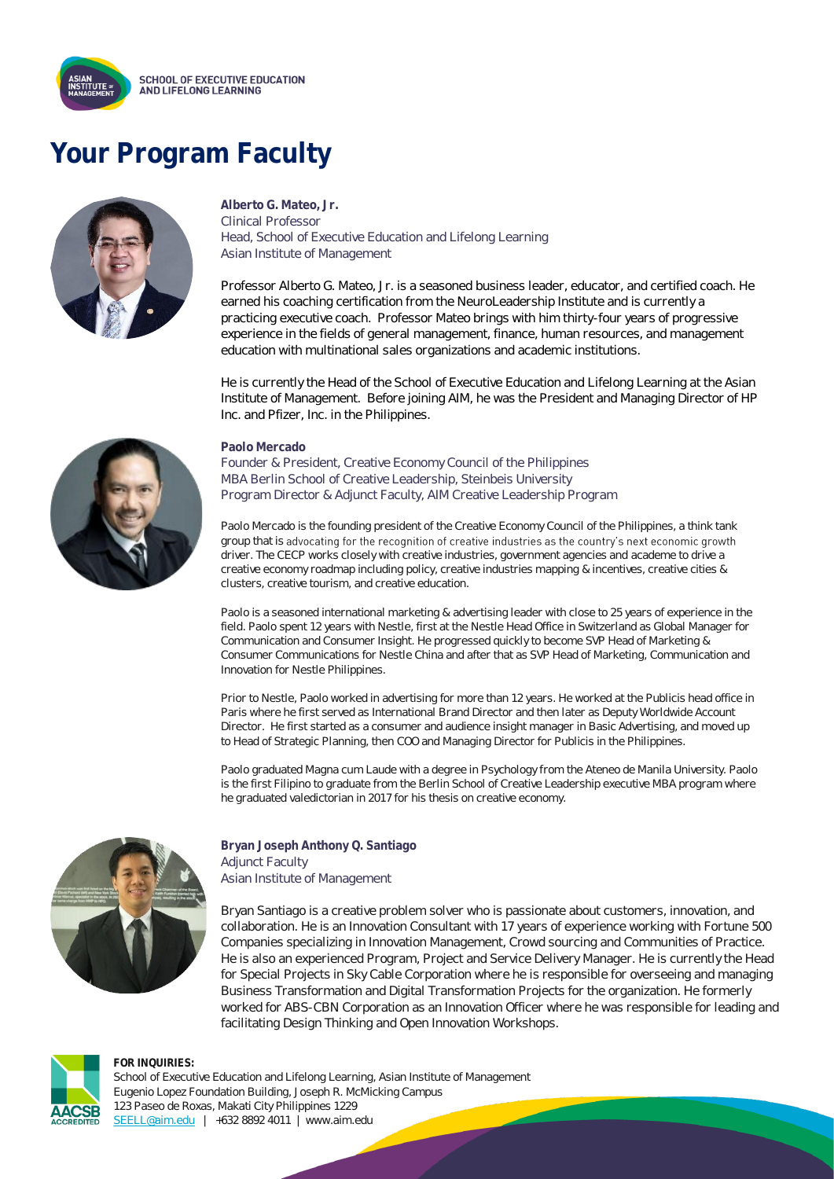# Your Program Faculty

**Alberto G. Mateo, Jr.**
Clinical Professor
Head, School of Executive Education and Lifelong Learning
Asian Institute of Management

Professor Alberto G. Mateo, Jr. is a seasoned business leader, educator, and certified coach. He earned his coaching certification from the NeuroLeadership Institute and is currently a practicing executive coach. Professor Mateo brings with him thirty-four years of progressive experience in the fields of general management, finance, human resources, and management education with multinational sales organizations and academic institutions.

He is currently the Head of the School of Executive Education and Lifelong Learning at the Asian Institute of Management. Before joining AIM, he was the President and Managing Director of HP Inc. and Pfizer, Inc. in the Philippines.

**Paolo Mercado**
Founder & President, Creative Economy Council of the Philippines
MBA Berlin School of Creative Leadership, Steinbeis University
Program Director & Adjunct Faculty, AIM Creative Leadership Program

Paolo Mercado is the founding president of the Creative Economy Council of the Philippines, a think tank group that is advocating for the recognition of creative industries as the country's next economic growth driver. The CECP works closely with creative industries, government agencies and academe to drive a creative economy roadmap including policy, creative industries mapping & incentives, creative cities & clusters, creative tourism, and creative education.

Paolo is a seasoned international marketing & advertising leader with close to 25 years of experience in the field. Paolo spent 12 years with Nestle, first at the Nestle Head Office in Switzerland as Global Manager for Communication and Consumer Insight. He progressed quickly to become SVP Head of Marketing & Consumer Communications for Nestle China and after that as SVP Head of Marketing, Communication and Innovation for Nestle Philippines.

Prior to Nestle, Paolo worked in advertising for more than 12 years. He worked at the Publicis head office in Paris where he first served as International Brand Director and then later as Deputy Worldwide Account Director. He first started as a consumer and audience insight manager in Basic Advertising, and moved up to Head of Strategic Planning, then COO and Managing Director for Publicis in the Philippines.

Paolo graduated Magna cum Laude with a degree in Psychology from the Ateneo de Manila University. Paolo is the first Filipino to graduate from the Berlin School of Creative Leadership executive MBA program where he graduated valedictorian in 2017 for his thesis on creative economy.

**Bryan Joseph Anthony Q. Santiago**
Adjunct Faculty
Asian Institute of Management

Bryan Santiago is a creative problem solver who is passionate about customers, innovation, and collaboration. He is an Innovation Consultant with 17 years of experience working with Fortune 500 Companies specializing in Innovation Management, Crowd sourcing and Communities of Practice. He is also an experienced Program, Project and Service Delivery Manager. He is currently the Head for Special Projects in Sky Cable Corporation where he is responsible for overseeing and managing Business Transformation and Digital Transformation Projects for the organization. He formerly worked for ABS-CBN Corporation as an Innovation Officer where he was responsible for leading and facilitating Design Thinking and Open Innovation Workshops.

**FOR INQUIRIES:**
School of Executive Education and Lifelong Learning, Asian Institute of Management
Eugenio Lopez Foundation Building, Joseph R. McMicking Campus
123 Paseo de Roxas, Makati City Philippines 1229
SEELL@aim.edu | +632 8892 4011 | www.aim.edu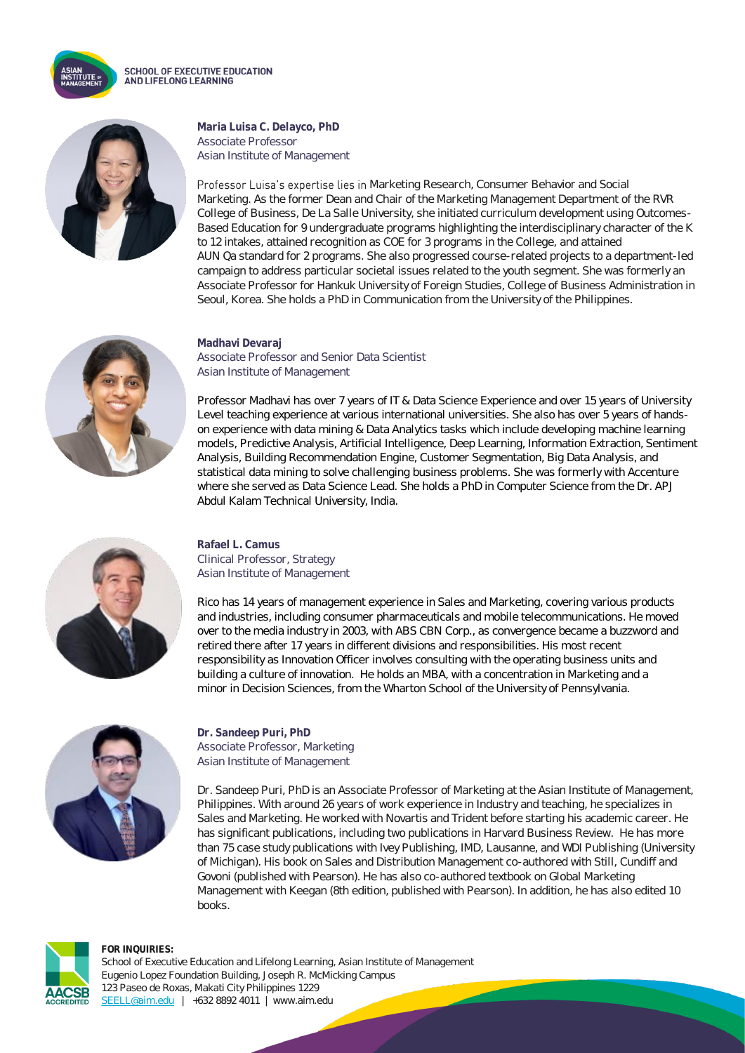**Maria Luisa C. Delayco, PhD**
Associate Professor
Asian Institute of Management

Professor Luisa's expertise lies in Marketing Research, Consumer Behavior and Social Marketing. As the former Dean and Chair of the Marketing Management Department of the RVR College of Business, De La Salle University, she initiated curriculum development using Outcomes-Based Education for 9 undergraduate programs highlighting the interdisciplinary character of the K to 12 intakes, attained recognition as COE for 3 programs in the College, and attained AUN Qa standard for 2 programs. She also progressed course-related projects to a department-led campaign to address particular societal issues related to the youth segment. She was formerly an Associate Professor for Hankuk University of Foreign Studies, College of Business Administration in Seoul, Korea. She holds a PhD in Communication from the University of the Philippines.

**Madhavi Devaraj**
Associate Professor and Senior Data Scientist
Asian Institute of Management

Professor Madhavi has over 7 years of IT & Data Science Experience and over 15 years of University Level teaching experience at various international universities. She also has over 5 years of hands-on experience with data mining & Data Analytics tasks which include developing machine learning models, Predictive Analysis, Artificial Intelligence, Deep Learning, Information Extraction, Sentiment Analysis, Building Recommendation Engine, Customer Segmentation, Big Data Analysis, and statistical data mining to solve challenging business problems. She was formerly with Accenture where she served as Data Science Lead. She holds a PhD in Computer Science from the Dr. APJ Abdul Kalam Technical University, India.

**Rafael L. Camus**
Clinical Professor, Strategy
Asian Institute of Management

Rico has 14 years of management experience in Sales and Marketing, covering various products and industries, including consumer pharmaceuticals and mobile telecommunications. He moved over to the media industry in 2003, with ABS CBN Corp., as convergence became a buzzword and retired there after 17 years in different divisions and responsibilities. His most recent responsibility as Innovation Officer involves consulting with the operating business units and building a culture of innovation. He holds an MBA, with a concentration in Marketing and a minor in Decision Sciences, from the Wharton School of the University of Pennsylvania.

**Dr. Sandeep Puri, PhD**
Associate Professor, Marketing
Asian Institute of Management

Dr. Sandeep Puri, PhD is an Associate Professor of Marketing at the Asian Institute of Management, Philippines. With around 26 years of work experience in Industry and teaching, he specializes in Sales and Marketing. He worked with Novartis and Trident before starting his academic career. He has significant publications, including two publications in Harvard Business Review. He has more than 75 case study publications with Ivey Publishing, IMD, Lausanne, and WDI Publishing (University of Michigan). His book on Sales and Distribution Management co-authored with Still, Cundiff and Govoni (published with Pearson). He has also co-authored textbook on Global Marketing Management with Keegan (8th edition, published with Pearson). In addition, he has also edited 10 books.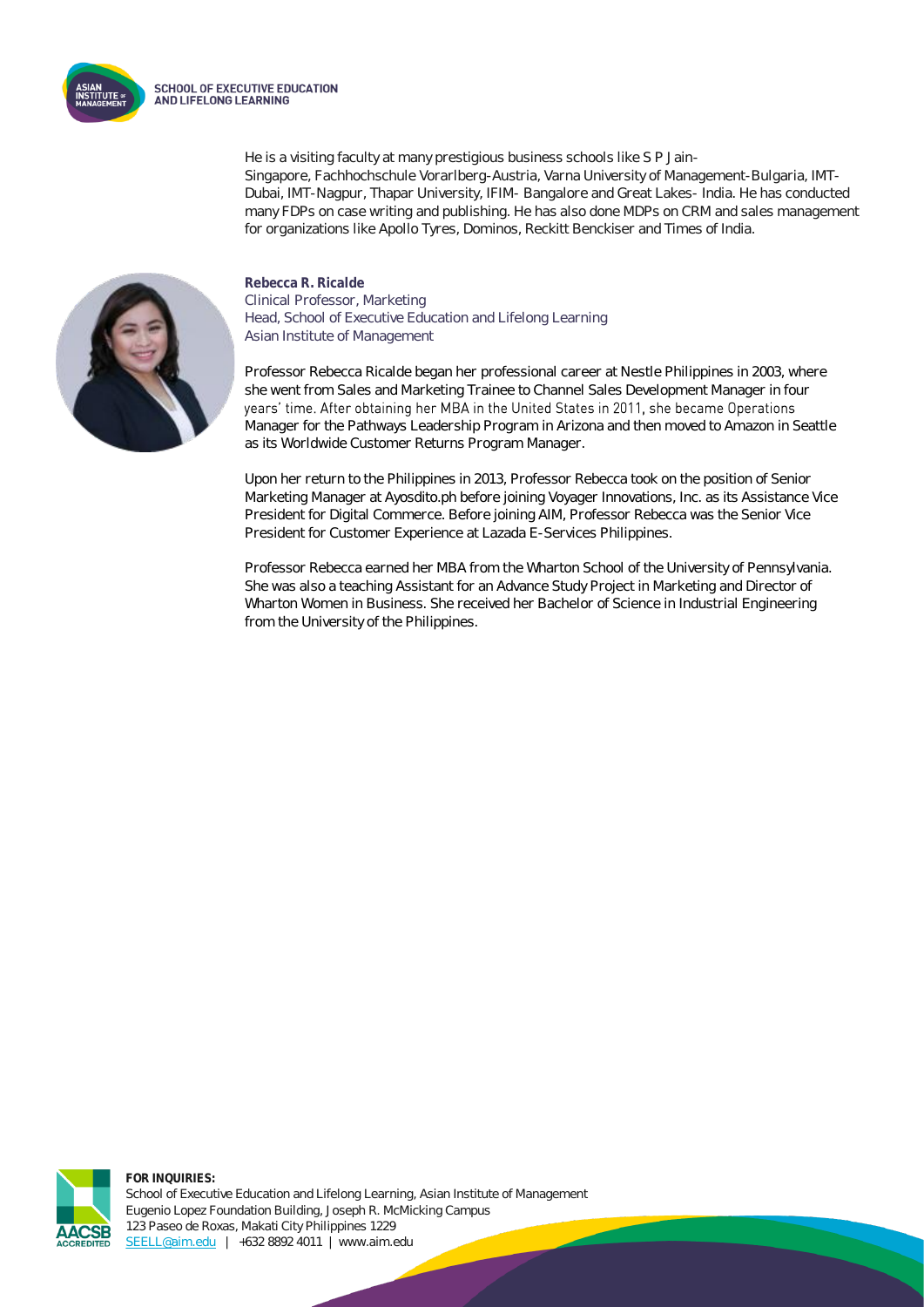He is a visiting faculty at many prestigious business schools like S P Jain-Singapore, Fachhochschule Vorarlberg-Austria, Varna University of Management-Bulgaria, IMT-Dubai, IMT-Nagpur, Thapar University, IFIM- Bangalore and Great Lakes- India. He has conducted many FDPs on case writing and publishing. He has also done MDPs on CRM and sales management for organizations like Apollo Tyres, Dominos, Reckitt Benckiser and Times of India.

**Rebecca R. Ricalde**
Clinical Professor, Marketing
Head, School of Executive Education and Lifelong Learning
Asian Institute of Management

Professor Rebecca Ricalde began her professional career at Nestle Philippines in 2003, where she went from Sales and Marketing Trainee to Channel Sales Development Manager in four years' time. After obtaining her MBA in the United States in 2011, she became Operations Manager for the Pathways Leadership Program in Arizona and then moved to Amazon in Seattle as its Worldwide Customer Returns Program Manager.

Upon her return to the Philippines in 2013, Professor Rebecca took on the position of Senior Marketing Manager at Ayosdito.ph before joining Voyager Innovations, Inc. as its Assistance Vice President for Digital Commerce. Before joining AIM, Professor Rebecca was the Senior Vice President for Customer Experience at Lazada E-Services Philippines.

Professor Rebecca earned her MBA from the Wharton School of the University of Pennsylvania. She was also a teaching Assistant for an Advance Study Project in Marketing and Director of Wharton Women in Business. She received her Bachelor of Science in Industrial Engineering from the University of the Philippines.

**FOR INQUIRIES:**
School of Executive Education and Lifelong Learning, Asian Institute of Management
Eugenio Lopez Foundation Building, Joseph R. McMicking Campus
123 Paseo de Roxas, Makati City Philippines 1229
SEELL@aim.edu | +632 8892 4011 | www.aim.edu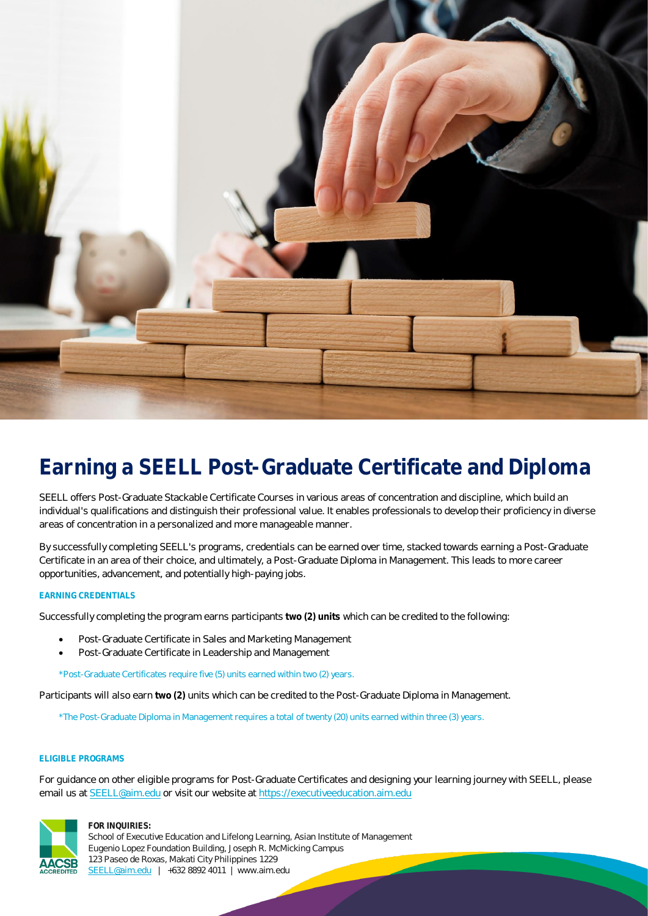# Earning a SEELL Post-Graduate Certificate and Diploma

SEELL offers Post-Graduate Stackable Certificate Courses in various areas of concentration and discipline, which build an individual's qualifications and distinguish their professional value. It enables professionals to develop their proficiency in diverse areas of concentration in a personalized and more manageable manner.

By successfully completing SEELL's programs, credentials can be earned over time, stacked towards earning a Post-Graduate Certificate in an area of their choice, and ultimately, a Post-Graduate Diploma in Management. This leads to more career opportunities, advancement, and potentially high-paying jobs.

#### EARNING CREDENTIALS

Successfully completing the program earns participants **two (2) units** which can be credited to the following:

- Post-Graduate Certificate in Sales and Marketing Management
- Post-Graduate Certificate in Leadership and Management

*Post-Graduate Certificates require five (5) units earned within two (2) years.

Participants will also earn **two (2)** units which can be credited to the Post-Graduate Diploma in Management.

*The Post-Graduate Diploma in Management requires a total of twenty (20) units earned within three (3) years.

#### ELIGIBLE PROGRAMS

For guidance on other eligible programs for Post-Graduate Certificates and designing your learning journey with SEELL, please email us at SEELL@aim.edu or visit our website at https://executiveeducation.aim.edu

AACSB ACCREDITED

**FOR INQUIRIES:**
School of Executive Education and Lifelong Learning, Asian Institute of Management
Eugenio Lopez Foundation Building, Joseph R. McMicking Campus
123 Paseo de Roxas, Makati City Philippines 1229
SEELL@aim.edu | +632 8892 4011 | www.aim.edu